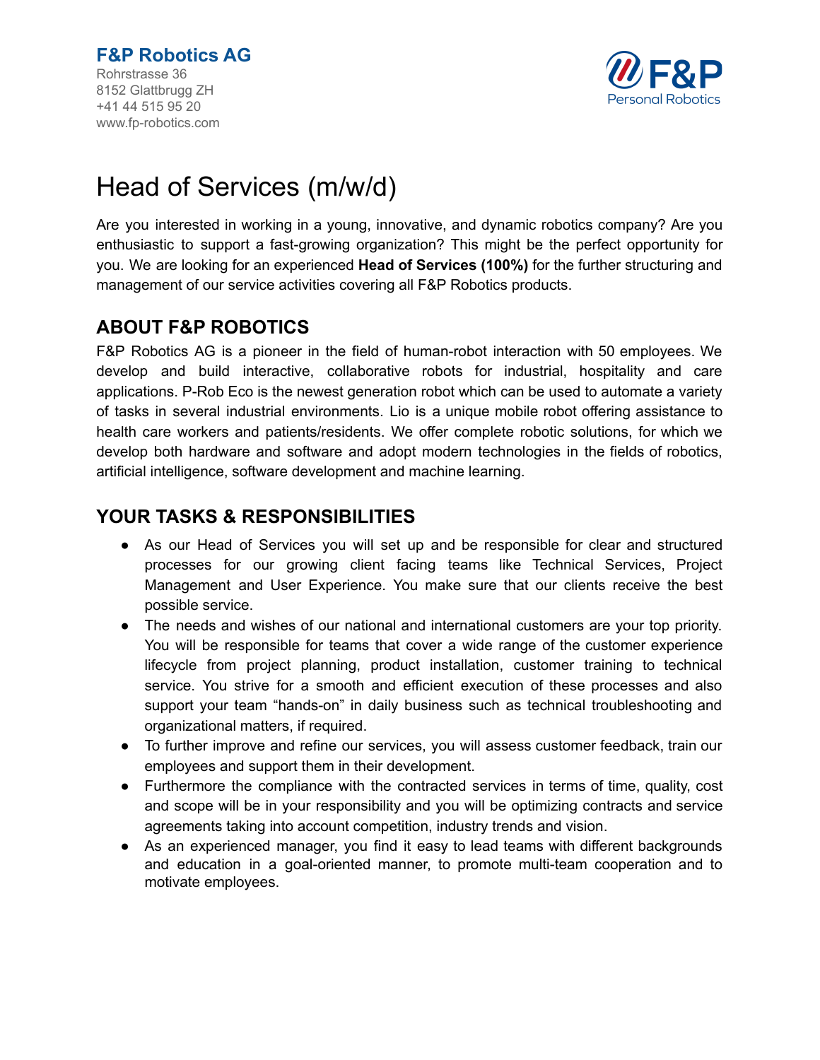**F&P Robotics AG**
Rohrstrasse 36
8152 Glattbrugg ZH
+41 44 515 95 20
www.fp-robotics.com

F&P
Personal Robotics

# Head of Services (m/w/d)

Are you interested in working in a young, innovative, and dynamic robotics company? Are you enthusiastic to support a fast-growing organization? This might be the perfect opportunity for you. We are looking for an experienced **Head of Services (100%)** for the further structuring and management of our service activities covering all F&P Robotics products.

## ABOUT F&P ROBOTICS

F&P Robotics AG is a pioneer in the field of human-robot interaction with 50 employees. We develop and build interactive, collaborative robots for industrial, hospitality and care applications. P-Rob Eco is the newest generation robot which can be used to automate a variety of tasks in several industrial environments. Lio is a unique mobile robot offering assistance to health care workers and patients/residents. We offer complete robotic solutions, for which we develop both hardware and software and adopt modern technologies in the fields of robotics, artificial intelligence, software development and machine learning.

## YOUR TASKS & RESPONSIBILITIES

- As our Head of Services you will set up and be responsible for clear and structured processes for our growing client facing teams like Technical Services, Project Management and User Experience. You make sure that our clients receive the best possible service.
- The needs and wishes of our national and international customers are your top priority. You will be responsible for teams that cover a wide range of the customer experience lifecycle from project planning, product installation, customer training to technical service. You strive for a smooth and efficient execution of these processes and also support your team "hands-on" in daily business such as technical troubleshooting and organizational matters, if required.
- To further improve and refine our services, you will assess customer feedback, train our employees and support them in their development.
- Furthermore the compliance with the contracted services in terms of time, quality, cost and scope will be in your responsibility and you will be optimizing contracts and service agreements taking into account competition, industry trends and vision.
- As an experienced manager, you find it easy to lead teams with different backgrounds and education in a goal-oriented manner, to promote multi-team cooperation and to motivate employees.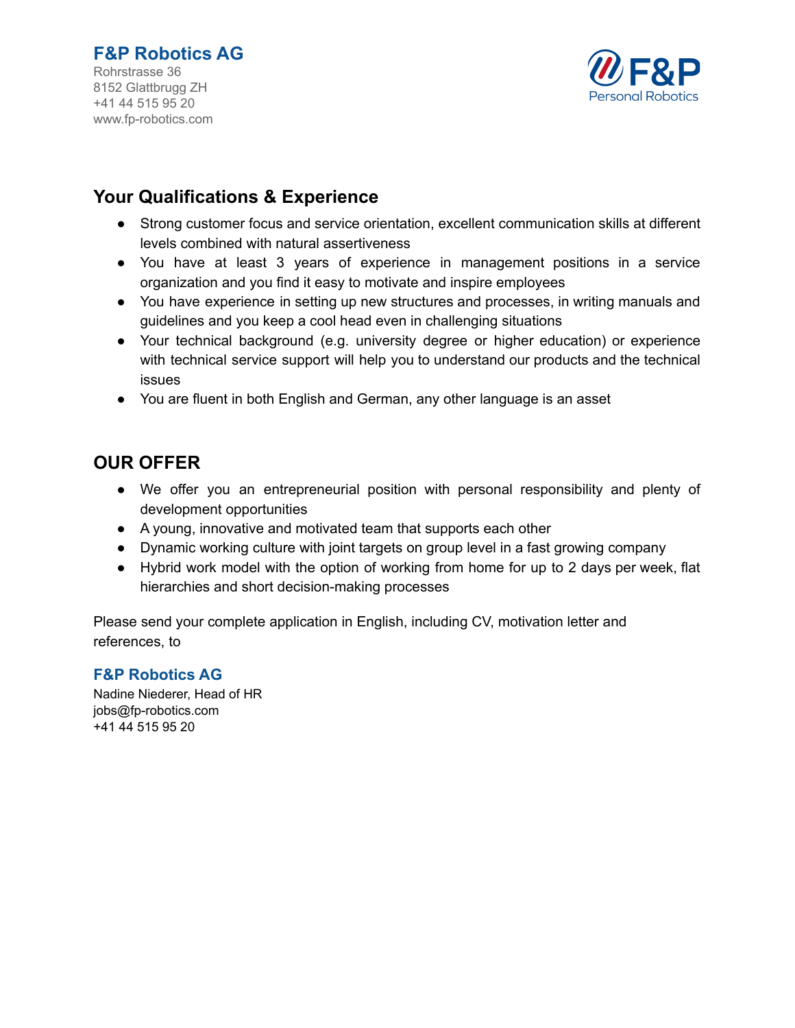**F&P Robotics AG**
Rohrstrasse 36
8152 Glattbrugg ZH
+41 44 515 95 20
www.fp-robotics.com

F&P
Personal Robotics

## Your Qualifications & Experience

- Strong customer focus and service orientation, excellent communication skills at different levels combined with natural assertiveness
- You have at least 3 years of experience in management positions in a service organization and you find it easy to motivate and inspire employees
- You have experience in setting up new structures and processes, in writing manuals and guidelines and you keep a cool head even in challenging situations
- Your technical background (e.g. university degree or higher education) or experience with technical service support will help you to understand our products and the technical issues
- You are fluent in both English and German, any other language is an asset

## OUR OFFER

- We offer you an entrepreneurial position with personal responsibility and plenty of development opportunities
- A young, innovative and motivated team that supports each other
- Dynamic working culture with joint targets on group level in a fast growing company
- Hybrid work model with the option of working from home for up to 2 days per week, flat hierarchies and short decision-making processes

Please send your complete application in English, including CV, motivation letter and references, to

**F&P Robotics AG**
Nadine Niederer, Head of HR
jobs@fp-robotics.com
+41 44 515 95 20